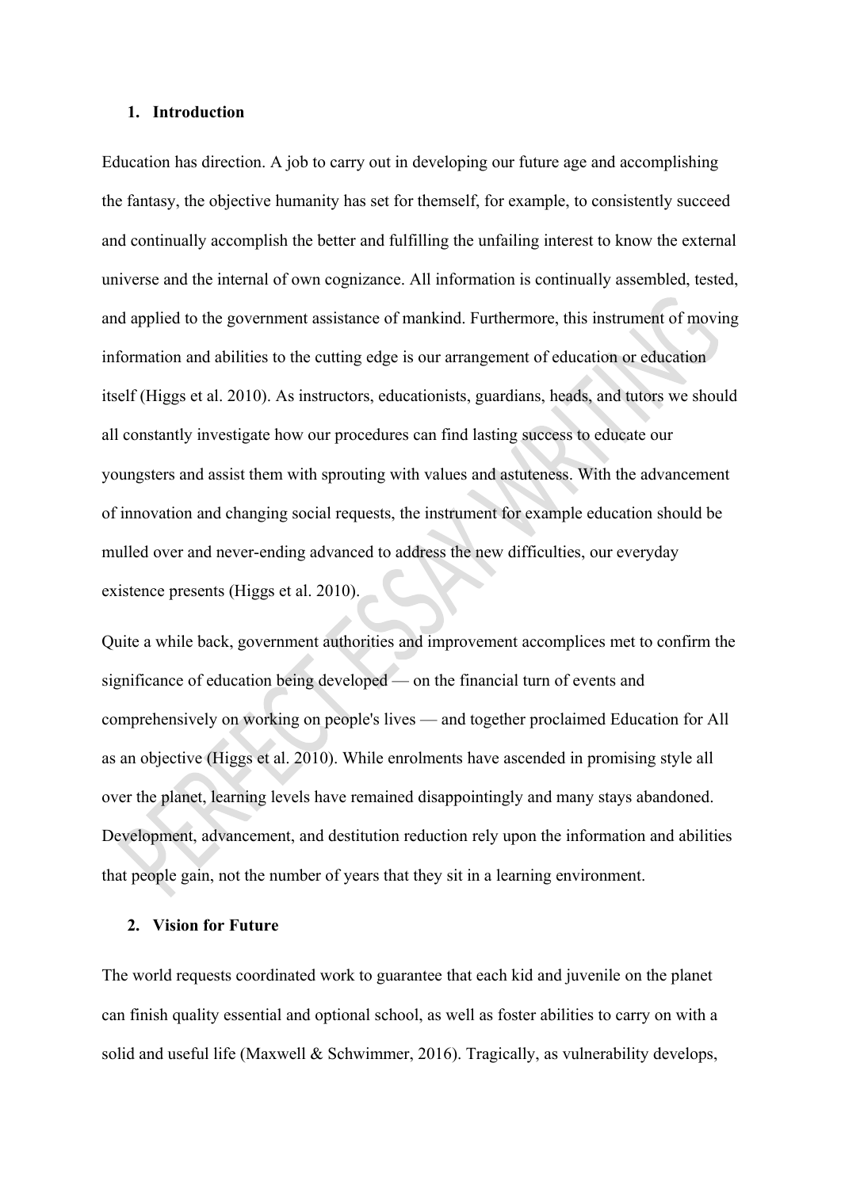## 1. Introduction

Education has direction. A job to carry out in developing our future age and accomplishing the fantasy, the objective humanity has set for themself, for example, to consistently succeed and continually accomplish the better and fulfilling the unfailing interest to know the external universe and the internal of own cognizance. All information is continually assembled, tested, and applied to the government assistance of mankind. Furthermore, this instrument of moving information and abilities to the cutting edge is our arrangement of education or education itself (Higgs et al. 2010). As instructors, educationists, guardians, heads, and tutors we should all constantly investigate how our procedures can find lasting success to educate our youngsters and assist them with sprouting with values and astuteness. With the advancement of innovation and changing social requests, the instrument for example education should be mulled over and never-ending advanced to address the new difficulties, our everyday existence presents (Higgs et al. 2010).

Quite a while back, government authorities and improvement accomplices met to confirm the significance of education being developed — on the financial turn of events and comprehensively on working on people's lives — and together proclaimed Education for All as an objective (Higgs et al. 2010). While enrolments have ascended in promising style all over the planet, learning levels have remained disappointingly and many stays abandoned. Development, advancement, and destitution reduction rely upon the information and abilities that people gain, not the number of years that they sit in a learning environment.

## 2. Vision for Future

The world requests coordinated work to guarantee that each kid and juvenile on the planet can finish quality essential and optional school, as well as foster abilities to carry on with a solid and useful life (Maxwell & Schwimmer, 2016). Tragically, as vulnerability develops,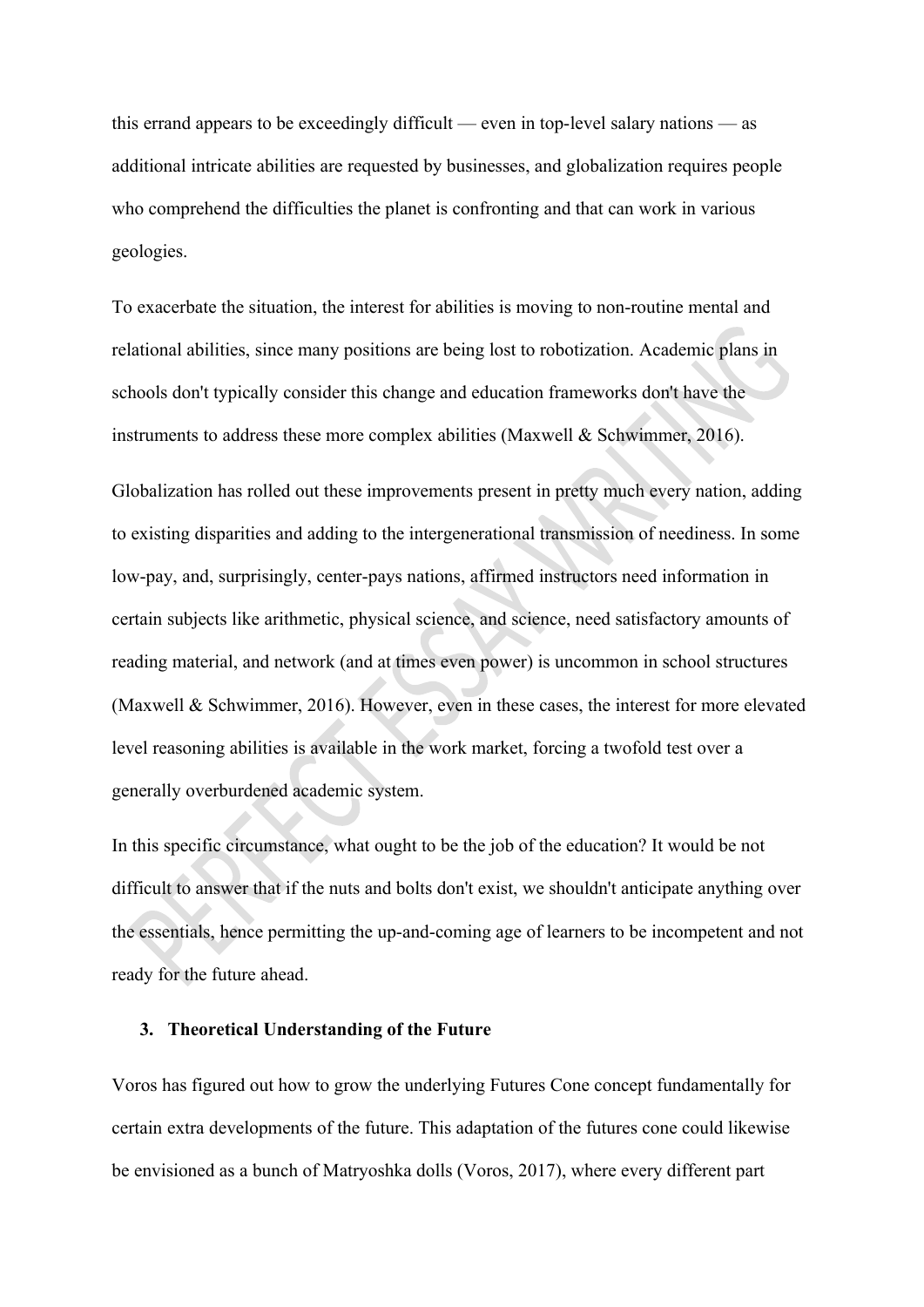this errand appears to be exceedingly difficult — even in top-level salary nations — as additional intricate abilities are requested by businesses, and globalization requires people who comprehend the difficulties the planet is confronting and that can work in various geologies.

To exacerbate the situation, the interest for abilities is moving to non-routine mental and relational abilities, since many positions are being lost to robotization. Academic plans in schools don't typically consider this change and education frameworks don't have the instruments to address these more complex abilities (Maxwell & Schwimmer, 2016).

Globalization has rolled out these improvements present in pretty much every nation, adding to existing disparities and adding to the intergenerational transmission of neediness. In some low-pay, and, surprisingly, center-pays nations, affirmed instructors need information in certain subjects like arithmetic, physical science, and science, need satisfactory amounts of reading material, and network (and at times even power) is uncommon in school structures (Maxwell & Schwimmer, 2016). However, even in these cases, the interest for more elevated level reasoning abilities is available in the work market, forcing a twofold test over a generally overburdened academic system.

In this specific circumstance, what ought to be the job of the education? It would be not difficult to answer that if the nuts and bolts don't exist, we shouldn't anticipate anything over the essentials, hence permitting the up-and-coming age of learners to be incompetent and not ready for the future ahead.

### 3. Theoretical Understanding of the Future

Voros has figured out how to grow the underlying Futures Cone concept fundamentally for certain extra developments of the future. This adaptation of the futures cone could likewise be envisioned as a bunch of Matryoshka dolls (Voros, 2017), where every different part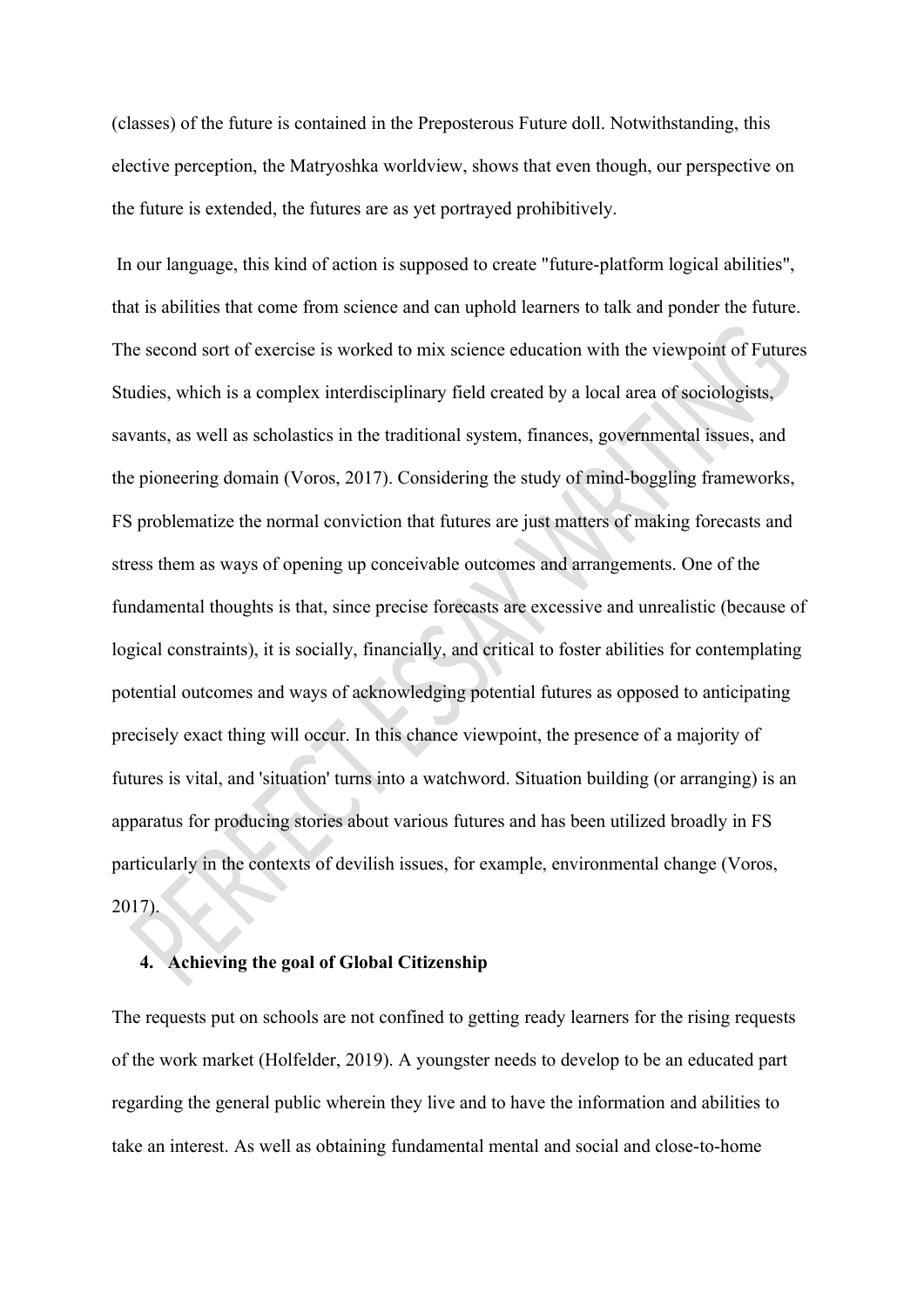(classes) of the future is contained in the Preposterous Future doll. Notwithstanding, this elective perception, the Matryoshka worldview, shows that even though, our perspective on the future is extended, the futures are as yet portrayed prohibitively.

In our language, this kind of action is supposed to create "future-platform logical abilities", that is abilities that come from science and can uphold learners to talk and ponder the future. The second sort of exercise is worked to mix science education with the viewpoint of Futures Studies, which is a complex interdisciplinary field created by a local area of sociologists, savants, as well as scholastics in the traditional system, finances, governmental issues, and the pioneering domain (Voros, 2017). Considering the study of mind-boggling frameworks, FS problematize the normal conviction that futures are just matters of making forecasts and stress them as ways of opening up conceivable outcomes and arrangements. One of the fundamental thoughts is that, since precise forecasts are excessive and unrealistic (because of logical constraints), it is socially, financially, and critical to foster abilities for contemplating potential outcomes and ways of acknowledging potential futures as opposed to anticipating precisely exact thing will occur. In this chance viewpoint, the presence of a majority of futures is vital, and 'situation' turns into a watchword. Situation building (or arranging) is an apparatus for producing stories about various futures and has been utilized broadly in FS particularly in the contexts of devilish issues, for example, environmental change (Voros, 2017).

## 4. Achieving the goal of Global Citizenship

The requests put on schools are not confined to getting ready learners for the rising requests of the work market (Holfelder, 2019). A youngster needs to develop to be an educated part regarding the general public wherein they live and to have the information and abilities to take an interest. As well as obtaining fundamental mental and social and close-to-home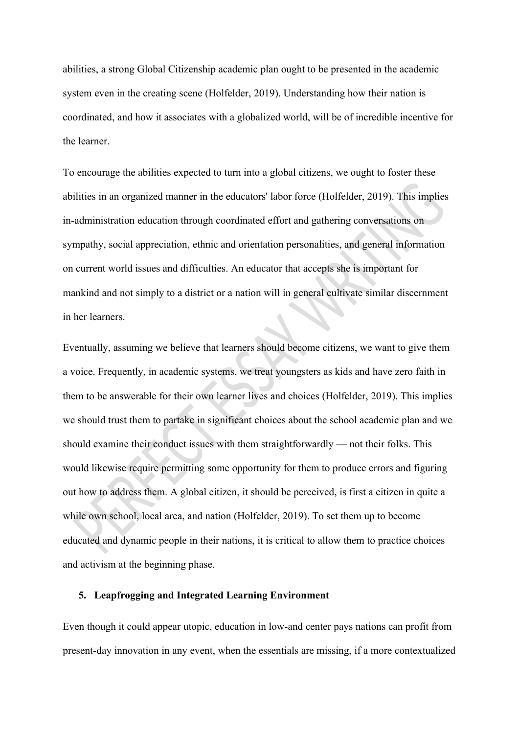abilities, a strong Global Citizenship academic plan ought to be presented in the academic system even in the creating scene (Holfelder, 2019). Understanding how their nation is coordinated, and how it associates with a globalized world, will be of incredible incentive for the learner.

To encourage the abilities expected to turn into a global citizens, we ought to foster these abilities in an organized manner in the educators' labor force (Holfelder, 2019). This implies in-administration education through coordinated effort and gathering conversations on sympathy, social appreciation, ethnic and orientation personalities, and general information on current world issues and difficulties. An educator that accepts she is important for mankind and not simply to a district or a nation will in general cultivate similar discernment in her learners.

Eventually, assuming we believe that learners should become citizens, we want to give them a voice. Frequently, in academic systems, we treat youngsters as kids and have zero faith in them to be answerable for their own learner lives and choices (Holfelder, 2019). This implies we should trust them to partake in significant choices about the school academic plan and we should examine their conduct issues with them straightforwardly — not their folks. This would likewise require permitting some opportunity for them to produce errors and figuring out how to address them. A global citizen, it should be perceived, is first a citizen in quite a while own school, local area, and nation (Holfelder, 2019). To set them up to become educated and dynamic people in their nations, it is critical to allow them to practice choices and activism at the beginning phase.

## 5. Leapfrogging and Integrated Learning Environment

Even though it could appear utopic, education in low-and center pays nations can profit from present-day innovation in any event, when the essentials are missing, if a more contextualized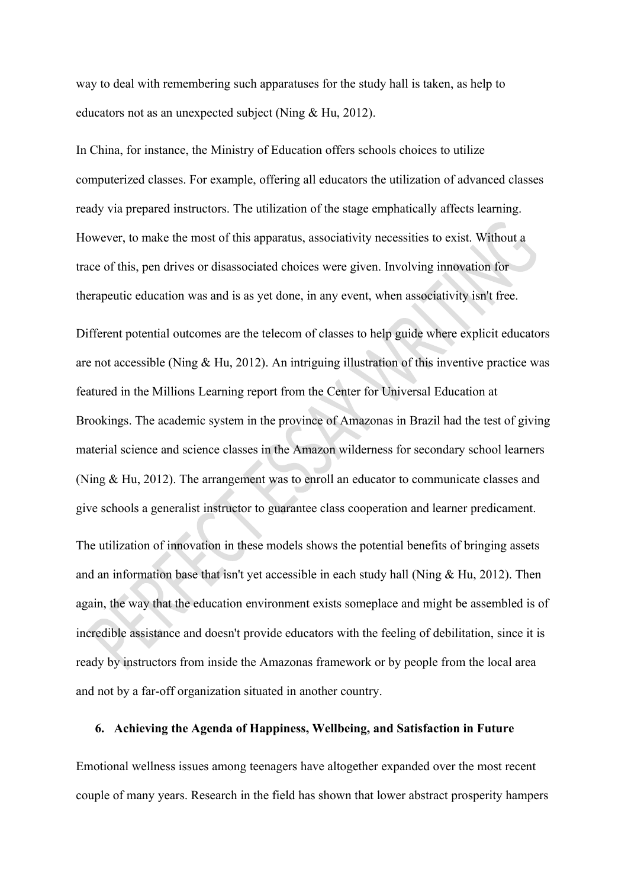way to deal with remembering such apparatuses for the study hall is taken, as help to educators not as an unexpected subject (Ning & Hu, 2012).

In China, for instance, the Ministry of Education offers schools choices to utilize computerized classes. For example, offering all educators the utilization of advanced classes ready via prepared instructors. The utilization of the stage emphatically affects learning. However, to make the most of this apparatus, associativity necessities to exist. Without a trace of this, pen drives or disassociated choices were given. Involving innovation for therapeutic education was and is as yet done, in any event, when associativity isn't free.

Different potential outcomes are the telecom of classes to help guide where explicit educators are not accessible (Ning & Hu, 2012). An intriguing illustration of this inventive practice was featured in the Millions Learning report from the Center for Universal Education at Brookings. The academic system in the province of Amazonas in Brazil had the test of giving material science and science classes in the Amazon wilderness for secondary school learners (Ning & Hu, 2012). The arrangement was to enroll an educator to communicate classes and give schools a generalist instructor to guarantee class cooperation and learner predicament.

The utilization of innovation in these models shows the potential benefits of bringing assets and an information base that isn't yet accessible in each study hall (Ning & Hu, 2012). Then again, the way that the education environment exists someplace and might be assembled is of incredible assistance and doesn't provide educators with the feeling of debilitation, since it is ready by instructors from inside the Amazonas framework or by people from the local area and not by a far-off organization situated in another country.

## 6. Achieving the Agenda of Happiness, Wellbeing, and Satisfaction in Future

Emotional wellness issues among teenagers have altogether expanded over the most recent couple of many years. Research in the field has shown that lower abstract prosperity hampers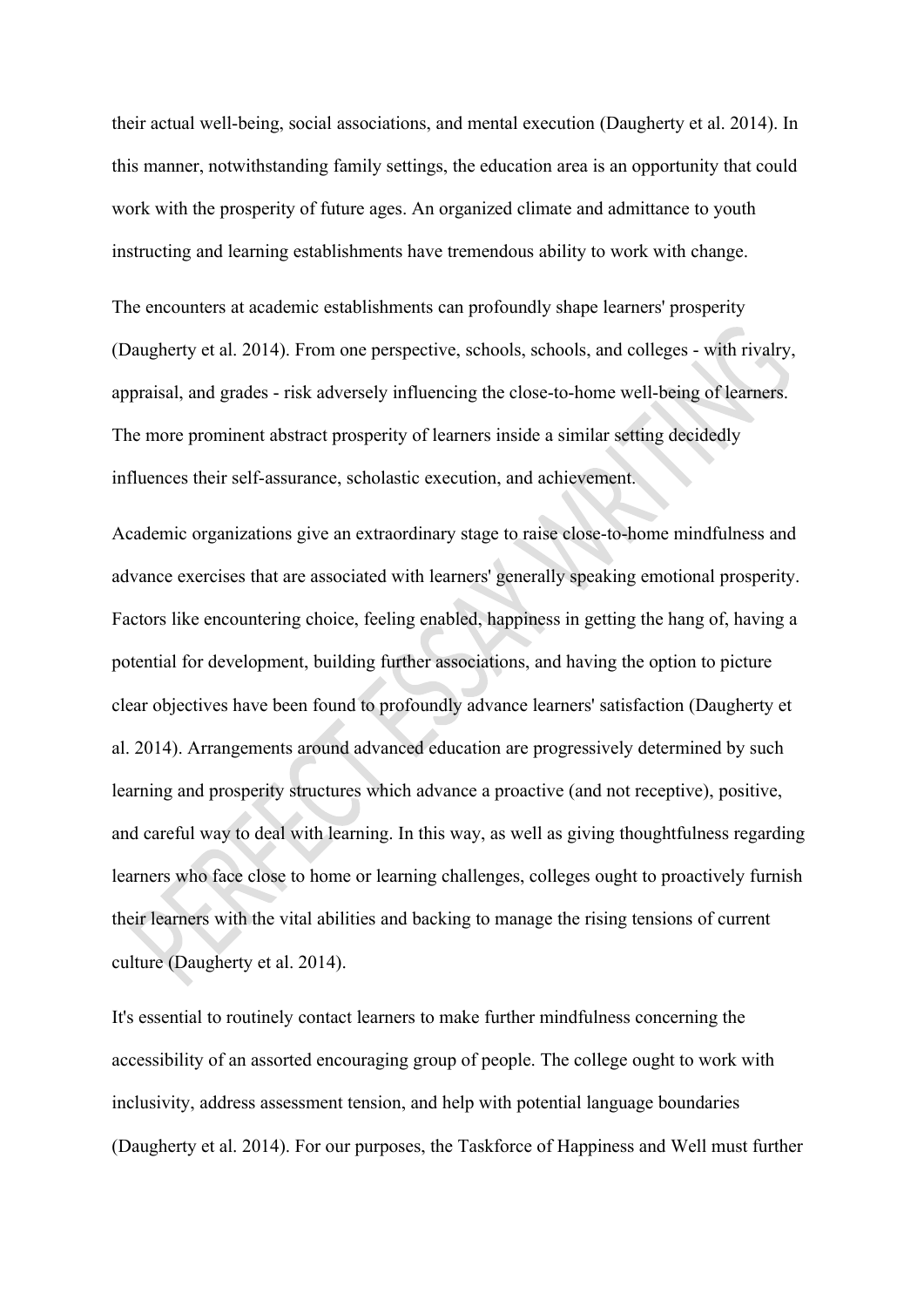their actual well-being, social associations, and mental execution (Daugherty et al. 2014). In this manner, notwithstanding family settings, the education area is an opportunity that could work with the prosperity of future ages. An organized climate and admittance to youth instructing and learning establishments have tremendous ability to work with change.

The encounters at academic establishments can profoundly shape learners' prosperity (Daugherty et al. 2014). From one perspective, schools, schools, and colleges - with rivalry, appraisal, and grades - risk adversely influencing the close-to-home well-being of learners. The more prominent abstract prosperity of learners inside a similar setting decidedly influences their self-assurance, scholastic execution, and achievement.

Academic organizations give an extraordinary stage to raise close-to-home mindfulness and advance exercises that are associated with learners' generally speaking emotional prosperity. Factors like encountering choice, feeling enabled, happiness in getting the hang of, having a potential for development, building further associations, and having the option to picture clear objectives have been found to profoundly advance learners' satisfaction (Daugherty et al. 2014). Arrangements around advanced education are progressively determined by such learning and prosperity structures which advance a proactive (and not receptive), positive, and careful way to deal with learning. In this way, as well as giving thoughtfulness regarding learners who face close to home or learning challenges, colleges ought to proactively furnish their learners with the vital abilities and backing to manage the rising tensions of current culture (Daugherty et al. 2014).

It's essential to routinely contact learners to make further mindfulness concerning the accessibility of an assorted encouraging group of people. The college ought to work with inclusivity, address assessment tension, and help with potential language boundaries (Daugherty et al. 2014). For our purposes, the Taskforce of Happiness and Well must further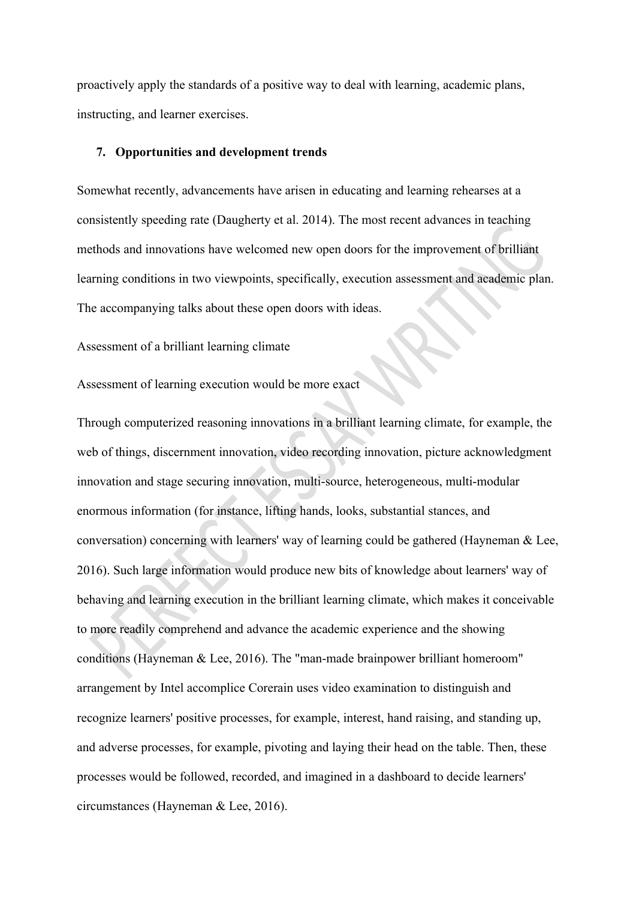proactively apply the standards of a positive way to deal with learning, academic plans, instructing, and learner exercises.

## 7. Opportunities and development trends

Somewhat recently, advancements have arisen in educating and learning rehearses at a consistently speeding rate (Daugherty et al. 2014). The most recent advances in teaching methods and innovations have welcomed new open doors for the improvement of brilliant learning conditions in two viewpoints, specifically, execution assessment and academic plan. The accompanying talks about these open doors with ideas.

Assessment of a brilliant learning climate

Assessment of learning execution would be more exact

Through computerized reasoning innovations in a brilliant learning climate, for example, the web of things, discernment innovation, video recording innovation, picture acknowledgment innovation and stage securing innovation, multi-source, heterogeneous, multi-modular enormous information (for instance, lifting hands, looks, substantial stances, and conversation) concerning with learners' way of learning could be gathered (Hayneman & Lee, 2016). Such large information would produce new bits of knowledge about learners' way of behaving and learning execution in the brilliant learning climate, which makes it conceivable to more readily comprehend and advance the academic experience and the showing conditions (Hayneman & Lee, 2016). The "man-made brainpower brilliant homeroom" arrangement by Intel accomplice Corerain uses video examination to distinguish and recognize learners' positive processes, for example, interest, hand raising, and standing up, and adverse processes, for example, pivoting and laying their head on the table. Then, these processes would be followed, recorded, and imagined in a dashboard to decide learners' circumstances (Hayneman & Lee, 2016).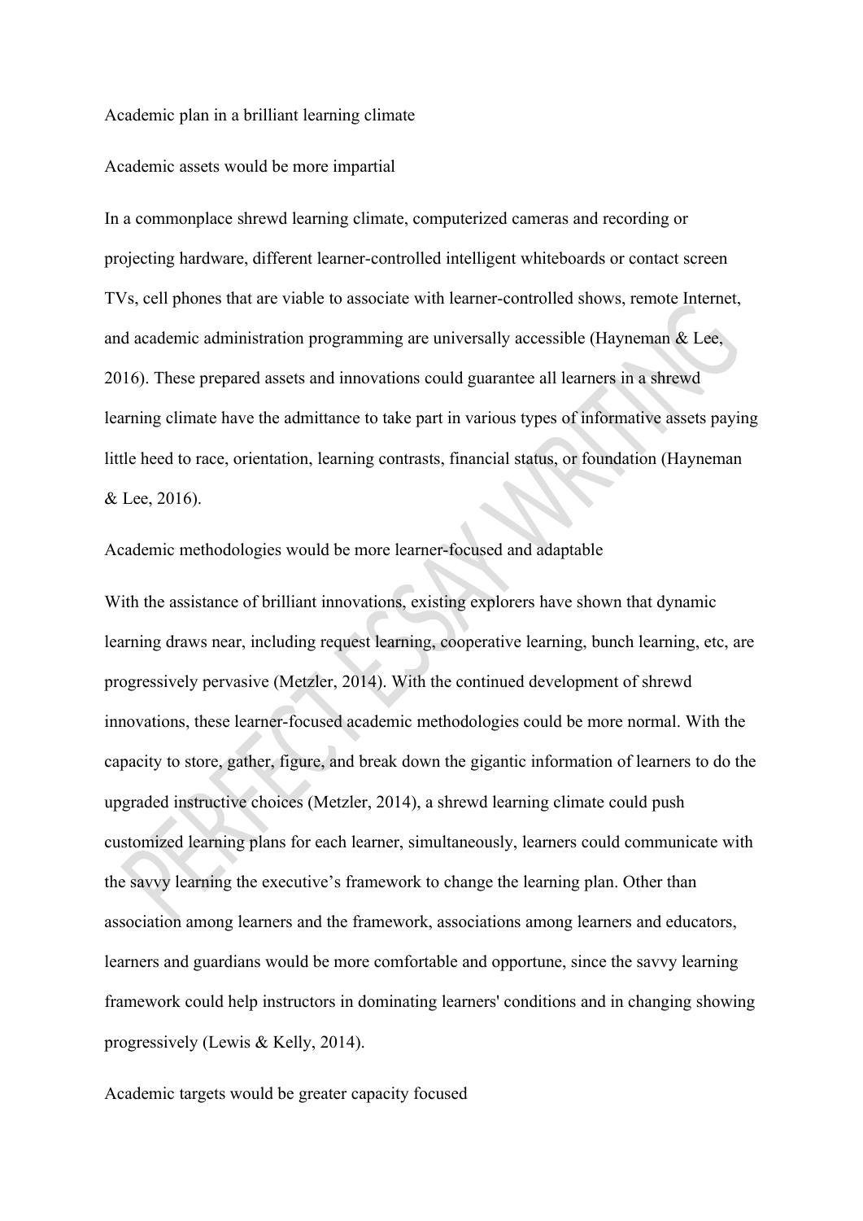## Academic plan in a brilliant learning climate

### Academic assets would be more impartial

In a commonplace shrewd learning climate, computerized cameras and recording or projecting hardware, different learner-controlled intelligent whiteboards or contact screen TVs, cell phones that are viable to associate with learner-controlled shows, remote Internet, and academic administration programming are universally accessible (Hayneman & Lee, 2016). These prepared assets and innovations could guarantee all learners in a shrewd learning climate have the admittance to take part in various types of informative assets paying little heed to race, orientation, learning contrasts, financial status, or foundation (Hayneman & Lee, 2016).

### Academic methodologies would be more learner-focused and adaptable

With the assistance of brilliant innovations, existing explorers have shown that dynamic learning draws near, including request learning, cooperative learning, bunch learning, etc, are progressively pervasive (Metzler, 2014). With the continued development of shrewd innovations, these learner-focused academic methodologies could be more normal. With the capacity to store, gather, figure, and break down the gigantic information of learners to do the upgraded instructive choices (Metzler, 2014), a shrewd learning climate could push customized learning plans for each learner, simultaneously, learners could communicate with the savvy learning the executive's framework to change the learning plan. Other than association among learners and the framework, associations among learners and educators, learners and guardians would be more comfortable and opportune, since the savvy learning framework could help instructors in dominating learners' conditions and in changing showing progressively (Lewis & Kelly, 2014).

### Academic targets would be greater capacity focused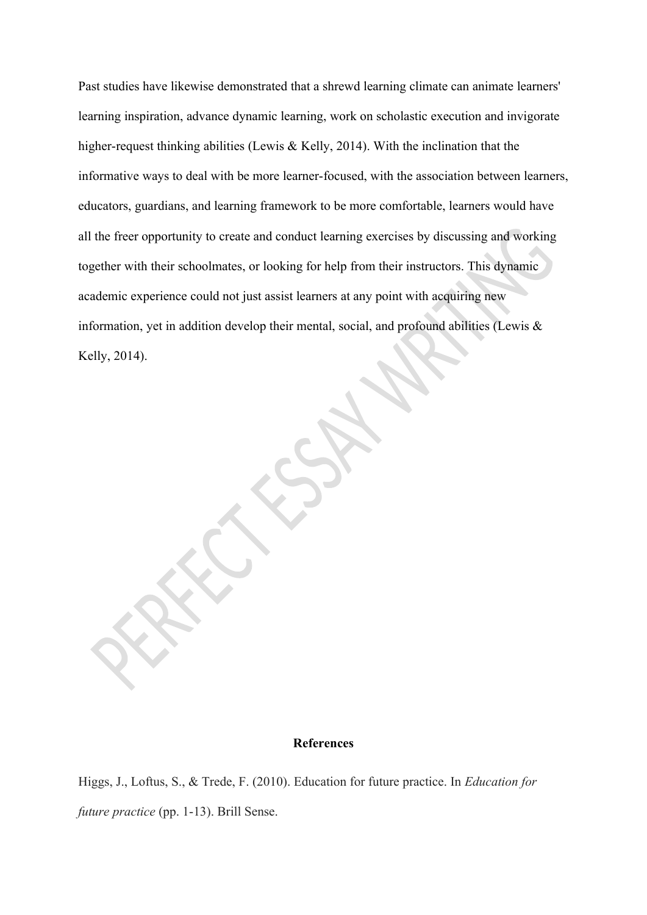Past studies have likewise demonstrated that a shrewd learning climate can animate learners' learning inspiration, advance dynamic learning, work on scholastic execution and invigorate higher-request thinking abilities (Lewis & Kelly, 2014). With the inclination that the informative ways to deal with be more learner-focused, with the association between learners, educators, guardians, and learning framework to be more comfortable, learners would have all the freer opportunity to create and conduct learning exercises by discussing and working together with their schoolmates, or looking for help from their instructors. This dynamic academic experience could not just assist learners at any point with acquiring new information, yet in addition develop their mental, social, and profound abilities (Lewis & Kelly, 2014).

**References**

Higgs, J., Loftus, S., & Trede, F. (2010). Education for future practice. In *Education for future practice* (pp. 1-13). Brill Sense.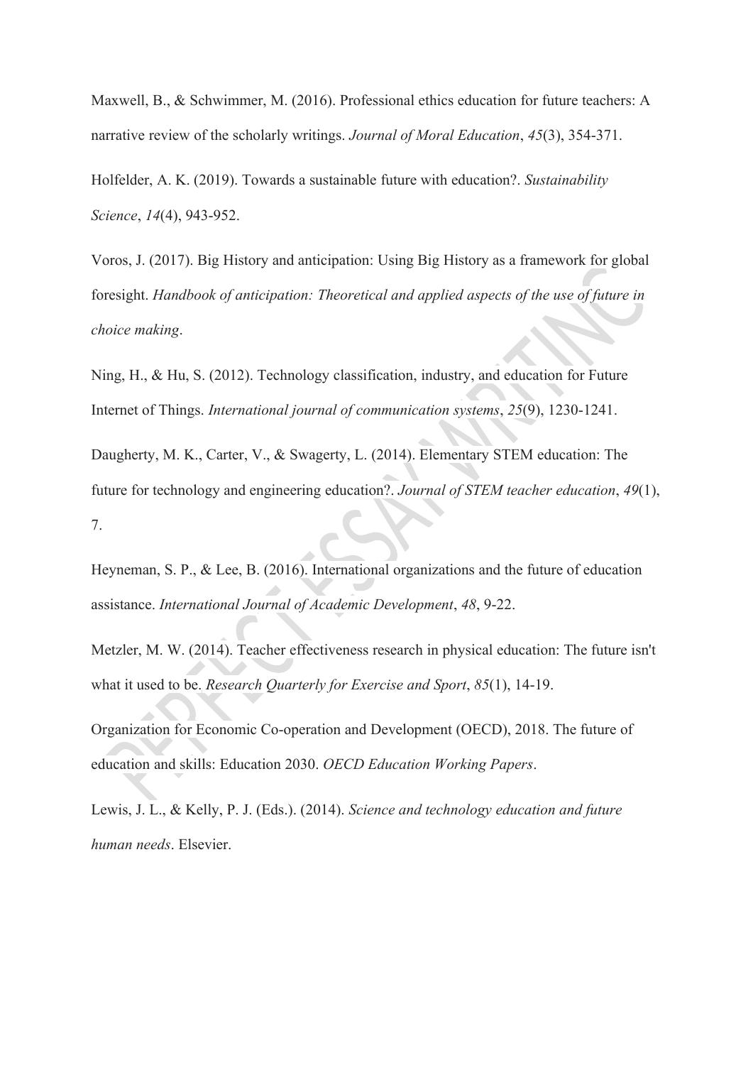Maxwell, B., & Schwimmer, M. (2016). Professional ethics education for future teachers: A narrative review of the scholarly writings. *Journal of Moral Education*, *45*(3), 354-371.

Holfelder, A. K. (2019). Towards a sustainable future with education?. *Sustainability Science*, *14*(4), 943-952.

Voros, J. (2017). Big History and anticipation: Using Big History as a framework for global foresight. *Handbook of anticipation: Theoretical and applied aspects of the use of future in choice making*.

Ning, H., & Hu, S. (2012). Technology classification, industry, and education for Future Internet of Things. *International journal of communication systems*, *25*(9), 1230-1241.

Daugherty, M. K., Carter, V., & Swagerty, L. (2014). Elementary STEM education: The future for technology and engineering education?. *Journal of STEM teacher education*, *49*(1), 7.

Heyneman, S. P., & Lee, B. (2016). International organizations and the future of education assistance. *International Journal of Academic Development*, *48*, 9-22.

Metzler, M. W. (2014). Teacher effectiveness research in physical education: The future isn't what it used to be. *Research Quarterly for Exercise and Sport*, *85*(1), 14-19.

Organization for Economic Co-operation and Development (OECD), 2018. The future of education and skills: Education 2030. *OECD Education Working Papers*.

Lewis, J. L., & Kelly, P. J. (Eds.). (2014). *Science and technology education and future human needs*. Elsevier.